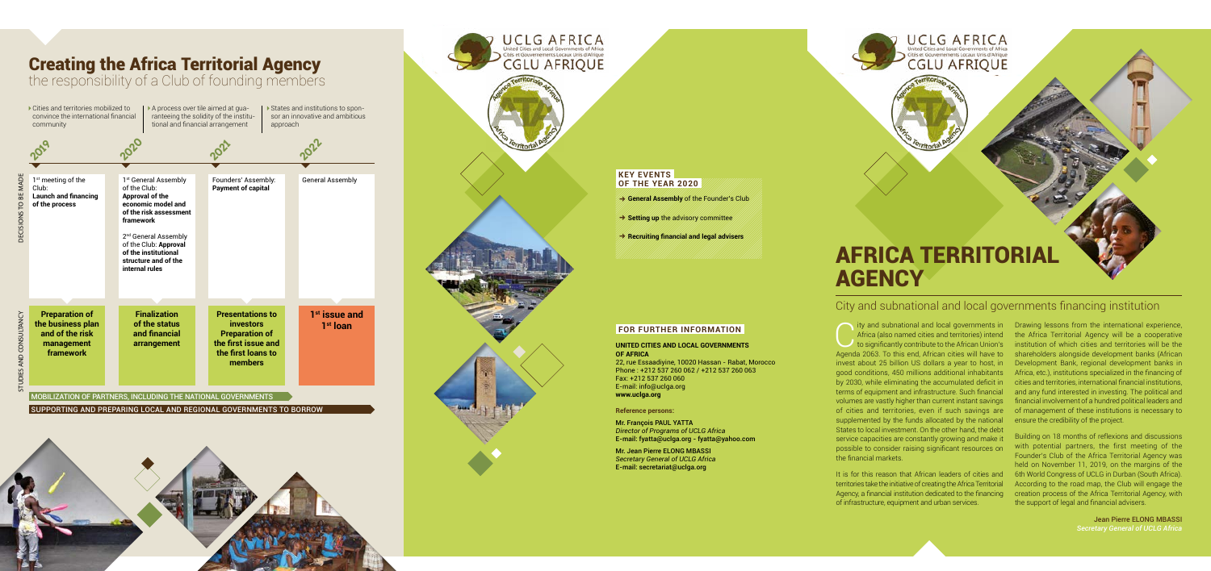# Creating the Africa Territorial Agency

## the responsibility of a Club of founding members

- Cities and territories mobilized to convince the international financial community
- A process over tile aimed at guaranteeing the solidity of the institutional and financial arrangement
- States and institutions to sponsor an innovative and ambitious approach

| | 2019 | 2020 | 2021 | 2022 |
|---|---|---|---|---|
| DECISIONS TO BE MADE | 1[st] meeting of the Club: **Launch and financing of the process** | 1[st] General Assembly of the Club: **Approval of the economic model and of the risk assessment framework**<br>2[nd] General Assembly of the Club: **Approval of the institutional structure and of the internal rules** | Founders' Assembly: **Payment of capital** | General Assembly |
| STUDIES AND CONSULTANCY | **Preparation of the business plan and of the risk management framework** | **Finalization of the status and financial arrangement** | **Presentations to investors Preparation of the first issue and the first loans to members** | **1[st] issue and 1[st] loan** |

MOBILIZATION OF PARTNERS, INCLUDING THE NATIONAL GOVERNMENTS

SUPPORTING AND PREPARING LOCAL AND REGIONAL GOVERNMENTS TO BORROW

UCLG AFRICA
United Cities and Local Governments of Africa
Cités et Gouvernements Locaux Unis d'Afrique
CGLU AFRIQUE

## KEY EVENTS OF THE YEAR 2020

- → **General Assembly** of the Founder's Club
- → **Setting up** the advisory committee
- → **Recruiting financial and legal advisers**

## FOR FURTHER INFORMATION

**UNITED CITIES AND LOCAL GOVERNMENTS OF AFRICA**
22, rue Essaadiyine, 10020 Hassan - Rabat, Morocco
Phone : +212 537 260 062 / +212 537 260 063
Fax: +212 537 260 060
E-mail: info@uclga.org
**www.uclga.org**

**Reference persons:**

**Mr. François PAUL YATTA**
*Director of Programs of UCLG Africa*
**E-mail: fyatta@uclga.org - fyatta@yahoo.com**

**Mr. Jean Pierre ELONG MBASSI**
*Secretary General of UCLG Africa*
**E-mail: secretariat@uclga.org**

# AFRICA TERRITORIAL AGENCY

## City and subnational and local governments financing institution

City and subnational and local governments in Africa (also named cities and territories) intend to significantly contribute to the African Union's Agenda 2063. To this end, African cities will have to invest about 25 billion US dollars a year to host, in good conditions, 450 millions additional inhabitants by 2030, while eliminating the accumulated deficit in terms of equipment and infrastructure. Such financial volumes are vastly higher than current instant savings of cities and territories, even if such savings are supplemented by the funds allocated by the national States to local investment. On the other hand, the debt service capacities are constantly growing and make it possible to consider raising significant resources on the financial markets.

It is for this reason that African leaders of cities and territories take the initiative of creating the Africa Territorial Agency, a financial institution dedicated to the financing of infrastructure, equipment and urban services.

Drawing lessons from the international experience, the Africa Territorial Agency will be a cooperative institution of which cities and territories will be the shareholders alongside development banks (African Development Bank, regional development banks in Africa, etc.), institutions specialized in the financing of cities and territories, international financial institutions, and any fund interested in investing. The political and financial involvement of a hundred political leaders and of management of these institutions is necessary to ensure the credibility of the project.

Building on 18 months of reflexions and discussions with potential partners, the first meeting of the Founder's Club of the Africa Territorial Agency was held on November 11, 2019, on the margins of the 6th World Congress of UCLG in Durban (South Africa). According to the road map, the Club will engage the creation process of the Africa Territorial Agency, with the support of legal and financial advisers.

Jean Pierre ELONG MBASSI
*Secretary General of UCLG Africa*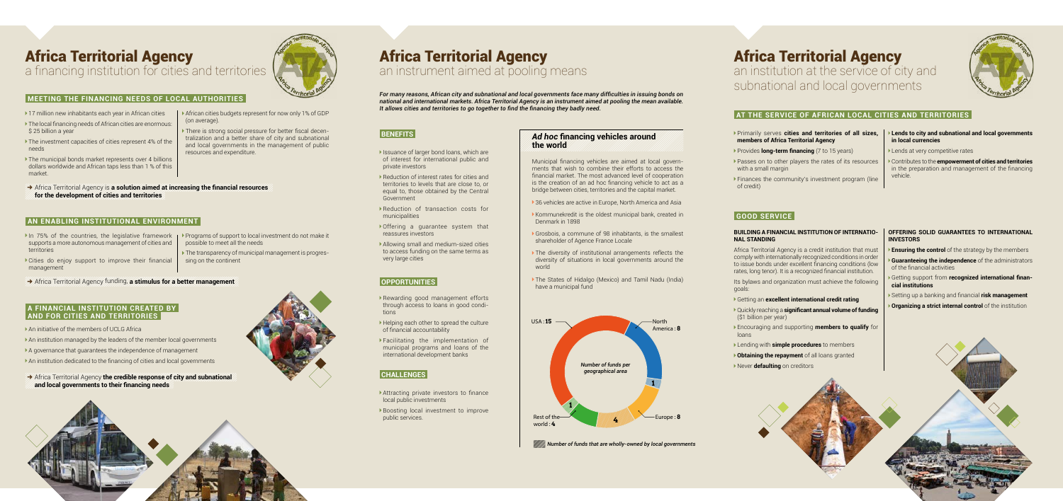# Africa Territorial Agency
## a financing institution for cities and territories

### MEETING THE FINANCING NEEDS OF LOCAL AUTHORITIES

- 17 million new inhabitants each year in African cities
- The local financing needs of African cities are enormous: $ 25 billion a year
- The investment capacities of cities represent 4% of the needs
- The municipal bonds market represents over 4 billions dollars worldwide and African taps less than 1 % of this market.
- African cities budgets represent for now only 1% of GDP (on average).
- There is strong social pressure for better fiscal decentralization and a better share of city and subnational and local governments in the management of public resources and expenditure.

➔ Africa Territorial Agency is **a solution aimed at increasing the financial resources for the development of cities and territories**

### AN ENABLING INSTITUTIONAL ENVIRONMENT

- In 75% of the countries, the legislative framework supports a more autonomous management of cities and territories
- Cities do enjoy support to improve their financial management
- Programs of support to local investment do not make it possible to meet all the needs
- The transparency of municipal management is progressing on the continent

➔ Africa Territorial Agency funding, **a stimulus for a better management**

### A FINANCIAL INSTITUTION CREATED BY AND FOR CITIES AND TERRITORIES

- An initiative of the members of UCLG Africa
- An institution managed by the leaders of the member local governments
- A governance that guarantees the independence of management
- An institution dedicated to the financing of cities and local governments

➔ Africa Territorial Agency **the credible response of city and subnational and local governments to their financing needs**

# Africa Territorial Agency
## an instrument aimed at pooling means

*For many reasons, African city and subnational and local governments face many difficulties in issuing bonds on national and international markets. Africa Territorial Agency is an instrument aimed at pooling the mean available. It allows cities and territories to go together to find the financing they badly need.*

### BENEFITS

- Issuance of larger bond loans, which are of interest for international public and private investors
- Reduction of interest rates for cities and territories to levels that are close to, or equal to, those obtained by the Central Government
- Reduction of transaction costs for municipalities
- Offering a guarantee system that reassures investors
- Allowing small and medium-sized cities to access funding on the same terms as very large cities

### OPPORTUNITIES

- Rewarding good management efforts through access to loans in good conditions
- Helping each other to spread the culture of financial accountability
- Facilitating the implementation of municipal programs and loans of the international development banks

### CHALLENGES

- Attracting private investors to finance local public investments
- Boosting local investment to improve public services.

### *Ad hoc* financing vehicles around the world

Municipal financing vehicles are aimed at local governments that wish to combine their efforts to access the financial market. The most advanced level of cooperation is the creation of an ad hoc financing vehicle to act as a bridge between cities, territories and the capital market.

- 36 vehicles are active in Europe, North America and Asia
- Kommunekredit is the oldest municipal bank, created in Denmark in 1898
- Grosbois, a commune of 98 inhabitants, is the smallest shareholder of Agence France Locale
- The diversity of institutional arrangements reflects the diversity of situations in local governments around the world
- The States of Hidalgo (Mexico) and Tamil Nadu (India) have a municipal fund

Number of funds per geographical area

USA : 15

North America : 8

1

Europe : 8

4

1

Rest of the world : 4

*Number of funds that are wholly-owned by local governments*

# Africa Territorial Agency
## an institution at the service of city and subnational and local governments

### AT THE SERVICE OF AFRICAN LOCAL CITIES AND TERRITORIES

- Primarily serves **cities and territories of all sizes, members of Africa Territorial Agency**
- Provides **long-term financing** (7 to 15 years)
- Passes on to other players the rates of its resources with a small margin
- Finances the community's investment program (line of credit)
- **Lends to city and subnational and local governments in local currencies**
- Lends at very competitive rates
- Contributes to the **empowerment of cities and territories** in the preparation and management of the financing vehicle.

### GOOD SERVICE

#### BUILDING A FINANCIAL INSTITUTION OF INTERNATIONAL STANDING

Africa Territorial Agency is a credit institution that must comply with internationally recognized conditions in order to issue bonds under excellent financing conditions (low rates, long tenor). It is a recognized financial institution.

Its bylaws and organization must achieve the following goals:

- Getting an **excellent international credit rating**
- Quickly reaching a **significant annual volume of funding** ($1 billion per year)
- Encouraging and supporting **members to qualify** for loans
- Lending with **simple procedures** to members
- **Obtaining the repayment** of all loans granted
- Never **defaulting** on creditors

#### OFFERING SOLID GUARANTEES TO INTERNATIONAL INVESTORS

- **Ensuring the control** of the strategy by the members
- **Guaranteeing the independence** of the administrators of the financial activities
- Getting support from **recognized international financial institutions**
- Setting up a banking and financial **risk management**
- **Organizing a strict internal control** of the institution